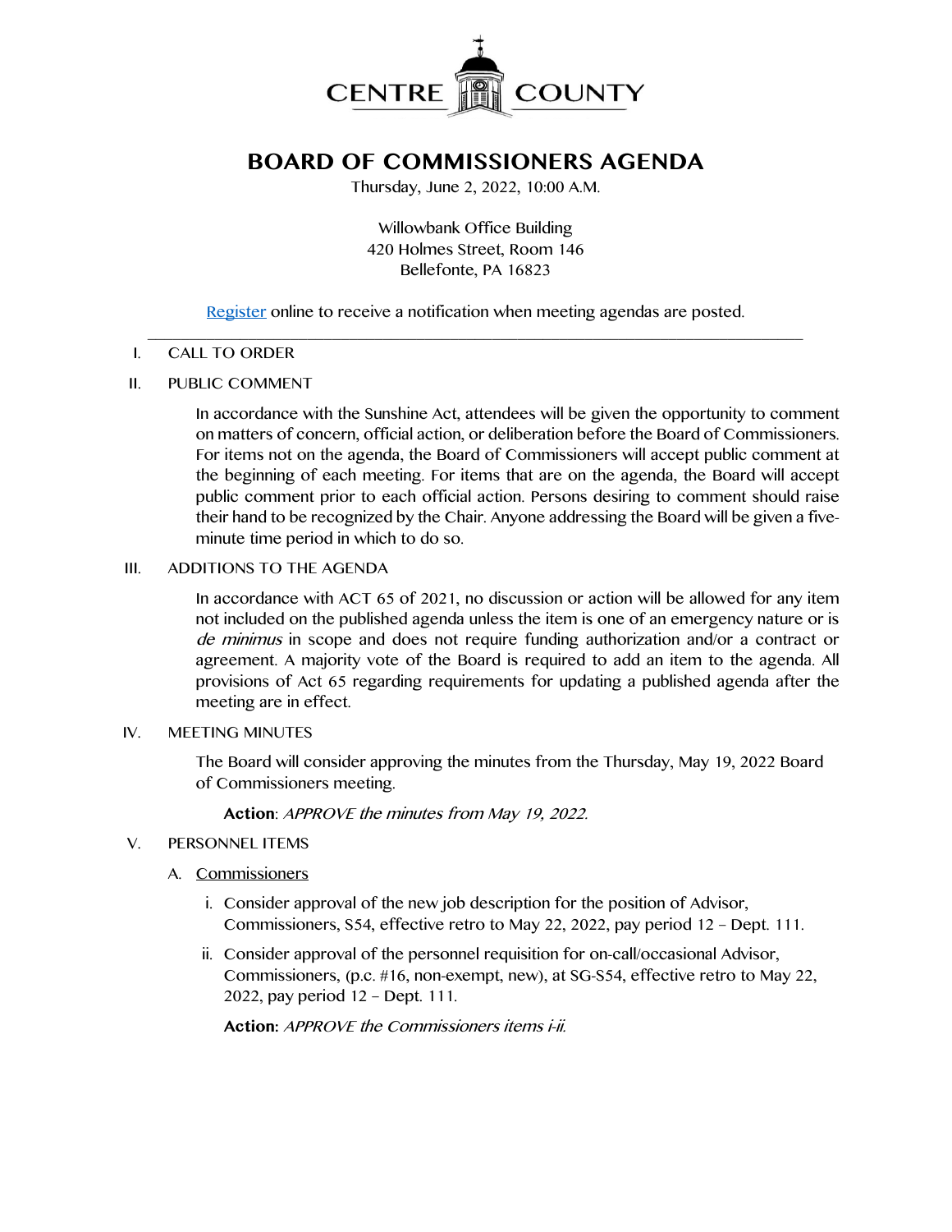# CENTRE COUNTY

## BOARD OF COMMISSIONERS AGENDA

Thursday, June 2, 2022, 10:00 A.M.

Willowbank Office Building
420 Holmes Street, Room 146
Bellefonte, PA 16823

Register online to receive a notification when meeting agendas are posted.

---

I. CALL TO ORDER

II. PUBLIC COMMENT

In accordance with the Sunshine Act, attendees will be given the opportunity to comment on matters of concern, official action, or deliberation before the Board of Commissioners. For items not on the agenda, the Board of Commissioners will accept public comment at the beginning of each meeting. For items that are on the agenda, the Board will accept public comment prior to each official action. Persons desiring to comment should raise their hand to be recognized by the Chair. Anyone addressing the Board will be given a five-minute time period in which to do so.

III. ADDITIONS TO THE AGENDA

In accordance with ACT 65 of 2021, no discussion or action will be allowed for any item not included on the published agenda unless the item is one of an emergency nature or is *de minimus* in scope and does not require funding authorization and/or a contract or agreement. A majority vote of the Board is required to add an item to the agenda. All provisions of Act 65 regarding requirements for updating a published agenda after the meeting are in effect.

IV. MEETING MINUTES

The Board will consider approving the minutes from the Thursday, May 19, 2022 Board of Commissioners meeting.

**Action**: *APPROVE the minutes from May 19, 2022.*

V. PERSONNEL ITEMS

A. Commissioners

i. Consider approval of the new job description for the position of Advisor, Commissioners, S54, effective retro to May 22, 2022, pay period 12 – Dept. 111.

ii. Consider approval of the personnel requisition for on-call/occasional Advisor, Commissioners, (p.c. #16, non-exempt, new), at SG-S54, effective retro to May 22, 2022, pay period 12 – Dept. 111.

**Action:** *APPROVE the Commissioners items i-ii.*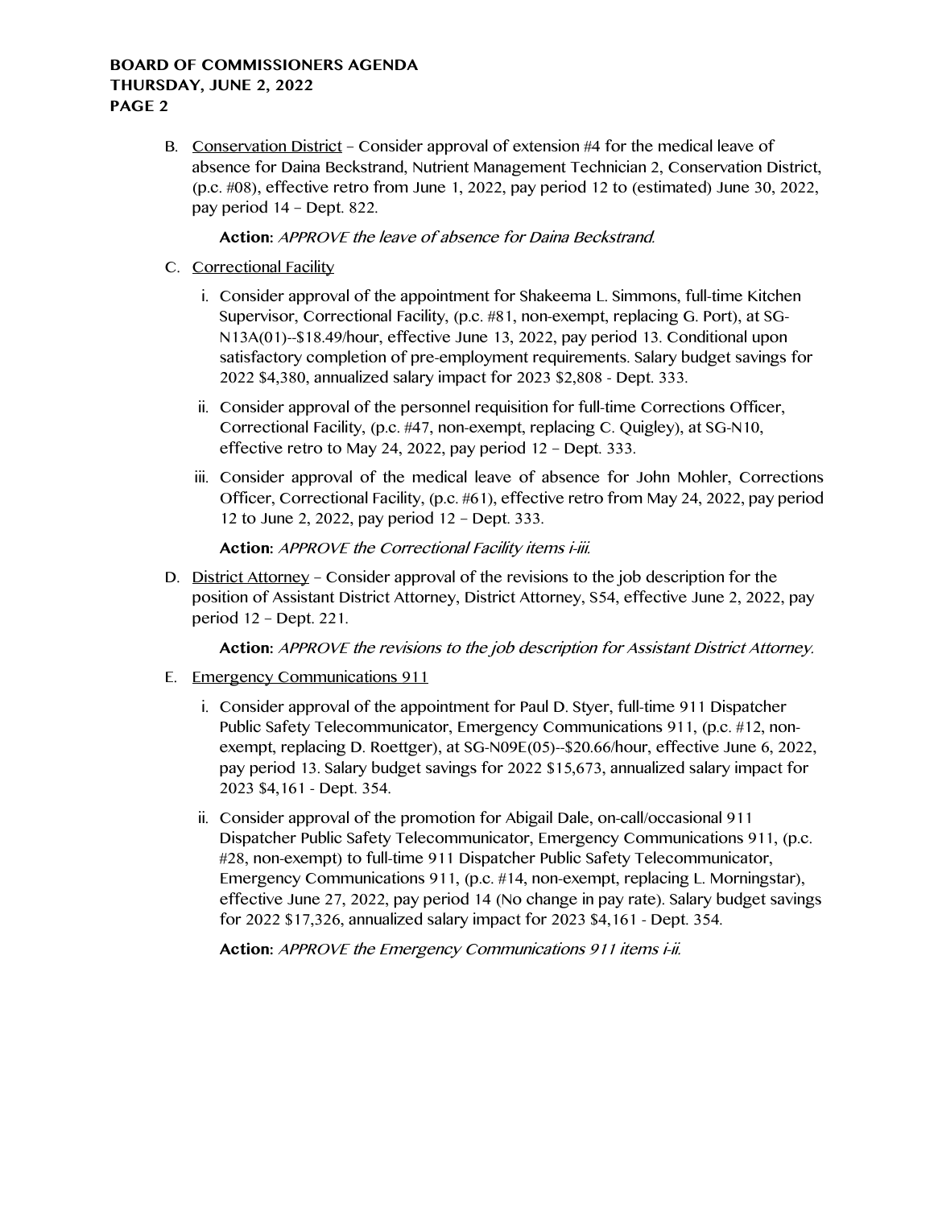B. Conservation District – Consider approval of extension #4 for the medical leave of absence for Daina Beckstrand, Nutrient Management Technician 2, Conservation District, (p.c. #08), effective retro from June 1, 2022, pay period 12 to (estimated) June 30, 2022, pay period 14 – Dept. 822.

   **Action:** *APPROVE the leave of absence for Daina Beckstrand.*

C. Correctional Facility

   i. Consider approval of the appointment for Shakeema L. Simmons, full-time Kitchen Supervisor, Correctional Facility, (p.c. #81, non-exempt, replacing G. Port), at SG-N13A(01)--$18.49/hour, effective June 13, 2022, pay period 13. Conditional upon satisfactory completion of pre-employment requirements. Salary budget savings for 2022 $4,380, annualized salary impact for 2023 $2,808 - Dept. 333.

   ii. Consider approval of the personnel requisition for full-time Corrections Officer, Correctional Facility, (p.c. #47, non-exempt, replacing C. Quigley), at SG-N10, effective retro to May 24, 2022, pay period 12 – Dept. 333.

   iii. Consider approval of the medical leave of absence for John Mohler, Corrections Officer, Correctional Facility, (p.c. #61), effective retro from May 24, 2022, pay period 12 to June 2, 2022, pay period 12 – Dept. 333.

   **Action:** *APPROVE the Correctional Facility items i-iii.*

D. District Attorney – Consider approval of the revisions to the job description for the position of Assistant District Attorney, District Attorney, S54, effective June 2, 2022, pay period 12 – Dept. 221.

   **Action:** *APPROVE the revisions to the job description for Assistant District Attorney.*

E. Emergency Communications 911

   i. Consider approval of the appointment for Paul D. Styer, full-time 911 Dispatcher Public Safety Telecommunicator, Emergency Communications 911, (p.c. #12, non-exempt, replacing D. Roettger), at SG-N09E(05)--$20.66/hour, effective June 6, 2022, pay period 13. Salary budget savings for 2022 $15,673, annualized salary impact for 2023 $4,161 - Dept. 354.

   ii. Consider approval of the promotion for Abigail Dale, on-call/occasional 911 Dispatcher Public Safety Telecommunicator, Emergency Communications 911, (p.c. #28, non-exempt) to full-time 911 Dispatcher Public Safety Telecommunicator, Emergency Communications 911, (p.c. #14, non-exempt, replacing L. Morningstar), effective June 27, 2022, pay period 14 (No change in pay rate). Salary budget savings for 2022 $17,326, annualized salary impact for 2023 $4,161 - Dept. 354.

   **Action:** *APPROVE the Emergency Communications 911 items i-ii.*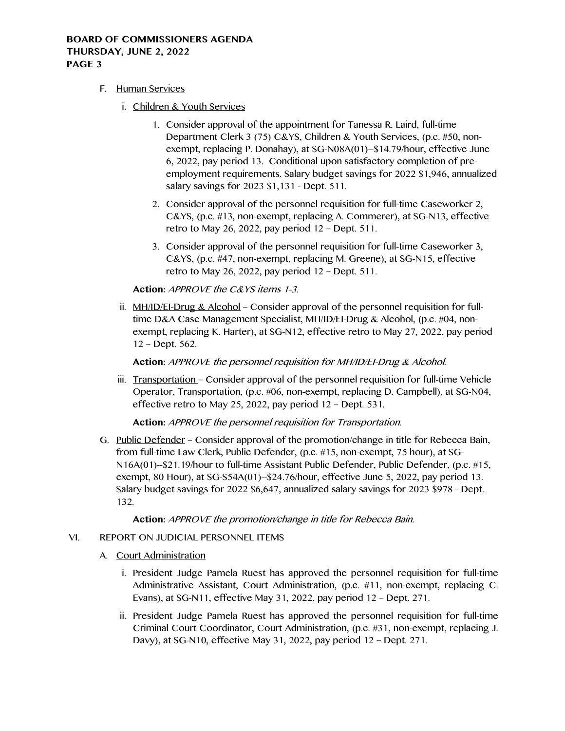F. <u>Human Services</u>

   i. <u>Children & Youth Services</u>

      1. Consider approval of the appointment for Tanessa R. Laird, full-time Department Clerk 3 (75) C&YS, Children & Youth Services, (p.c. #50, non-exempt, replacing P. Donahay), at SG-N08A(01)--$14.79/hour, effective June 6, 2022, pay period 13. Conditional upon satisfactory completion of pre-employment requirements. Salary budget savings for 2022 $1,946, annualized salary savings for 2023 $1,131 - Dept. 511.

      2. Consider approval of the personnel requisition for full-time Caseworker 2, C&YS, (p.c. #13, non-exempt, replacing A. Commerer), at SG-N13, effective retro to May 26, 2022, pay period 12 – Dept. 511.

      3. Consider approval of the personnel requisition for full-time Caseworker 3, C&YS, (p.c. #47, non-exempt, replacing M. Greene), at SG-N15, effective retro to May 26, 2022, pay period 12 – Dept. 511.

      **Action:** *APPROVE the C&YS items 1-3.*

   ii. <u>MH/ID/EI-Drug & Alcohol</u> – Consider approval of the personnel requisition for full-time D&A Case Management Specialist, MH/ID/EI-Drug & Alcohol, (p.c. #04, non-exempt, replacing K. Harter), at SG-N12, effective retro to May 27, 2022, pay period 12 – Dept. 562.

      **Action:** *APPROVE the personnel requisition for MH/ID/EI-Drug & Alcohol.*

   iii. <u>Transportation</u> – Consider approval of the personnel requisition for full-time Vehicle Operator, Transportation, (p.c. #06, non-exempt, replacing D. Campbell), at SG-N04, effective retro to May 25, 2022, pay period 12 – Dept. 531.

      **Action:** *APPROVE the personnel requisition for Transportation.*

G. <u>Public Defender</u> – Consider approval of the promotion/change in title for Rebecca Bain, from full-time Law Clerk, Public Defender, (p.c. #15, non-exempt, 75 hour), at SG-N16A(01)--$21.19/hour to full-time Assistant Public Defender, Public Defender, (p.c. #15, exempt, 80 Hour), at SG-S54A(01)--$24.76/hour, effective June 5, 2022, pay period 13. Salary budget savings for 2022 $6,647, annualized salary savings for 2023 $978 - Dept. 132.

   **Action:** *APPROVE the promotion/change in title for Rebecca Bain.*

VI. REPORT ON JUDICIAL PERSONNEL ITEMS

A. <u>Court Administration</u>

   i. President Judge Pamela Ruest has approved the personnel requisition for full-time Administrative Assistant, Court Administration, (p.c. #11, non-exempt, replacing C. Evans), at SG-N11, effective May 31, 2022, pay period 12 – Dept. 271.

   ii. President Judge Pamela Ruest has approved the personnel requisition for full-time Criminal Court Coordinator, Court Administration, (p.c. #31, non-exempt, replacing J. Davy), at SG-N10, effective May 31, 2022, pay period 12 – Dept. 271.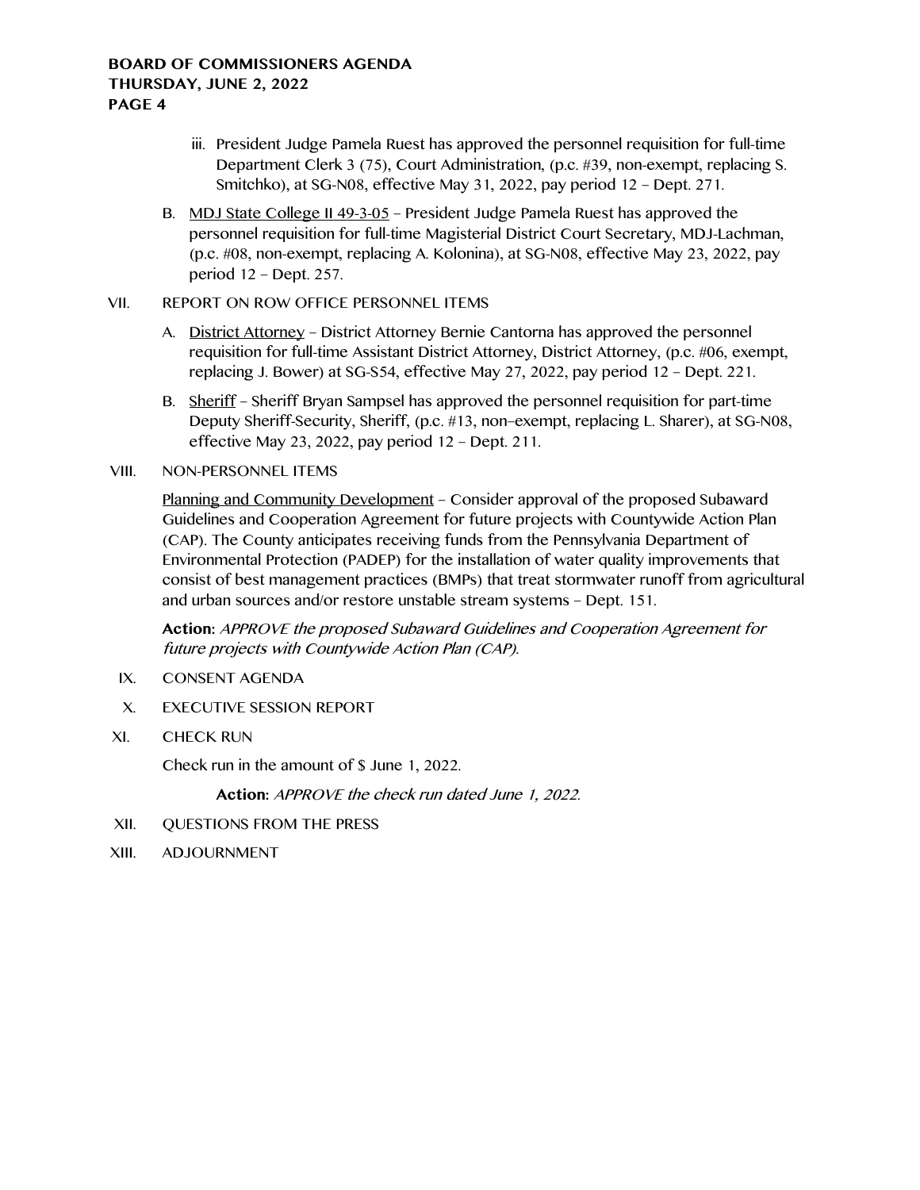iii. President Judge Pamela Ruest has approved the personnel requisition for full-time Department Clerk 3 (75), Court Administration, (p.c. #39, non-exempt, replacing S. Smitchko), at SG-N08, effective May 31, 2022, pay period 12 – Dept. 271.

B. MDJ State College II 49-3-05 – President Judge Pamela Ruest has approved the personnel requisition for full-time Magisterial District Court Secretary, MDJ-Lachman, (p.c. #08, non-exempt, replacing A. Kolonina), at SG-N08, effective May 23, 2022, pay period 12 – Dept. 257.

VII. REPORT ON ROW OFFICE PERSONNEL ITEMS

A. District Attorney – District Attorney Bernie Cantorna has approved the personnel requisition for full-time Assistant District Attorney, District Attorney, (p.c. #06, exempt, replacing J. Bower) at SG-S54, effective May 27, 2022, pay period 12 – Dept. 221.

B. Sheriff – Sheriff Bryan Sampsel has approved the personnel requisition for part-time Deputy Sheriff-Security, Sheriff, (p.c. #13, non–exempt, replacing L. Sharer), at SG-N08, effective May 23, 2022, pay period 12 – Dept. 211.

VIII. NON-PERSONNEL ITEMS

Planning and Community Development – Consider approval of the proposed Subaward Guidelines and Cooperation Agreement for future projects with Countywide Action Plan (CAP). The County anticipates receiving funds from the Pennsylvania Department of Environmental Protection (PADEP) for the installation of water quality improvements that consist of best management practices (BMPs) that treat stormwater runoff from agricultural and urban sources and/or restore unstable stream systems – Dept. 151.

**Action:** *APPROVE the proposed Subaward Guidelines and Cooperation Agreement for future projects with Countywide Action Plan (CAP).*

IX. CONSENT AGENDA

X. EXECUTIVE SESSION REPORT

XI. CHECK RUN

Check run in the amount of $ June 1, 2022.

**Action:** *APPROVE the check run dated June 1, 2022.*

XII. QUESTIONS FROM THE PRESS

XIII. ADJOURNMENT